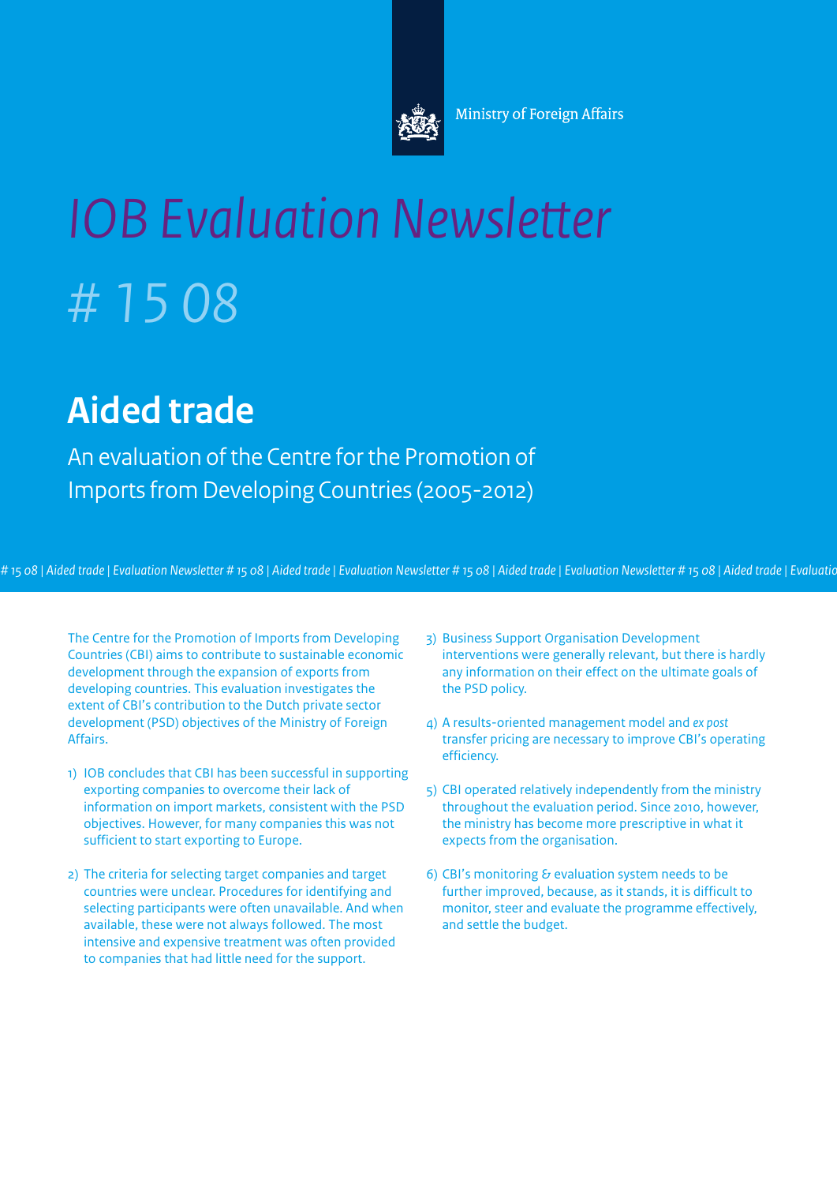Ministry of Foreign Affairs

# IOB Evaluation Newsletter

# 15 08

## Aided trade

An evaluation of the Centre for the Promotion of Imports from Developing Countries (2005-2012)

The Centre for the Promotion of Imports from Developing Countries (CBI) aims to contribute to sustainable economic development through the expansion of exports from developing countries. This evaluation investigates the extent of CBI's contribution to the Dutch private sector development (PSD) objectives of the Ministry of Foreign Affairs.

1) IOB concludes that CBI has been successful in supporting exporting companies to overcome their lack of information on import markets, consistent with the PSD objectives. However, for many companies this was not sufficient to start exporting to Europe.

2) The criteria for selecting target companies and target countries were unclear. Procedures for identifying and selecting participants were often unavailable. And when available, these were not always followed. The most intensive and expensive treatment was often provided to companies that had little need for the support.

3) Business Support Organisation Development interventions were generally relevant, but there is hardly any information on their effect on the ultimate goals of the PSD policy.

4) A results-oriented management model and *ex post* transfer pricing are necessary to improve CBI's operating efficiency.

5) CBI operated relatively independently from the ministry throughout the evaluation period. Since 2010, however, the ministry has become more prescriptive in what it expects from the organisation.

6) CBI's monitoring & evaluation system needs to be further improved, because, as it stands, it is difficult to monitor, steer and evaluate the programme effectively, and settle the budget.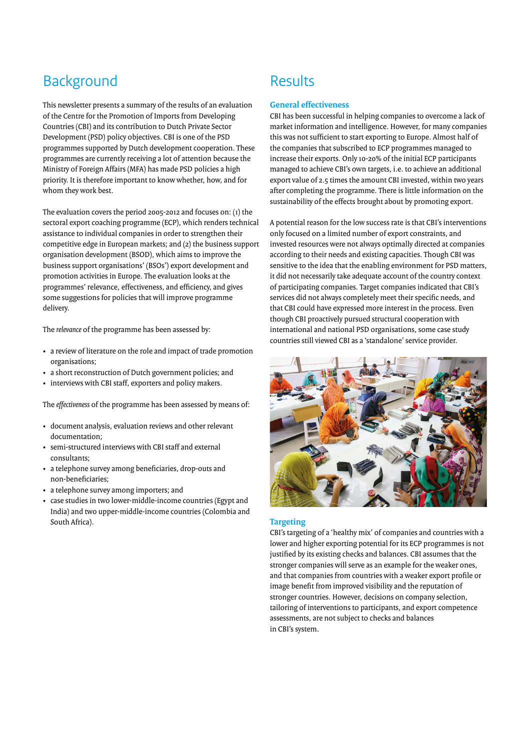## Background

This newsletter presents a summary of the results of an evaluation of the Centre for the Promotion of Imports from Developing Countries (CBI) and its contribution to Dutch Private Sector Development (PSD) policy objectives. CBI is one of the PSD programmes supported by Dutch development cooperation. These programmes are currently receiving a lot of attention because the Ministry of Foreign Affairs (MFA) has made PSD policies a high priority. It is therefore important to know whether, how, and for whom they work best.

The evaluation covers the period 2005-2012 and focuses on: (1) the sectoral export coaching programme (ECP), which renders technical assistance to individual companies in order to strengthen their competitive edge in European markets; and (2) the business support organisation development (BSOD), which aims to improve the business support organisations' (BSOs') export development and promotion activities in Europe. The evaluation looks at the programmes' relevance, effectiveness, and efficiency, and gives some suggestions for policies that will improve programme delivery.

The *relevance* of the programme has been assessed by:

- a review of literature on the role and impact of trade promotion organisations;
- a short reconstruction of Dutch government policies; and
- interviews with CBI staff, exporters and policy makers.

The *effectiveness* of the programme has been assessed by means of:

- document analysis, evaluation reviews and other relevant documentation;
- semi-structured interviews with CBI staff and external consultants;
- a telephone survey among beneficiaries, drop-outs and non-beneficiaries;
- a telephone survey among importers; and
- case studies in two lower-middle-income countries (Egypt and India) and two upper-middle-income countries (Colombia and South Africa).

## Results

### General effectiveness

CBI has been successful in helping companies to overcome a lack of market information and intelligence. However, for many companies this was not sufficient to start exporting to Europe. Almost half of the companies that subscribed to ECP programmes managed to increase their exports. Only 10-20% of the initial ECP participants managed to achieve CBI's own targets, i.e. to achieve an additional export value of 2.5 times the amount CBI invested, within two years after completing the programme. There is little information on the sustainability of the effects brought about by promoting export.

A potential reason for the low success rate is that CBI's interventions only focused on a limited number of export constraints, and invested resources were not always optimally directed at companies according to their needs and existing capacities. Though CBI was sensitive to the idea that the enabling environment for PSD matters, it did not necessarily take adequate account of the country context of participating companies. Target companies indicated that CBI's services did not always completely meet their specific needs, and that CBI could have expressed more interest in the process. Even though CBI proactively pursued structural cooperation with international and national PSD organisations, some case study countries still viewed CBI as a 'standalone' service provider.

### Targeting

CBI's targeting of a 'healthy mix' of companies and countries with a lower and higher exporting potential for its ECP programmes is not justified by its existing checks and balances. CBI assumes that the stronger companies will serve as an example for the weaker ones, and that companies from countries with a weaker export profile or image benefit from improved visibility and the reputation of stronger countries. However, decisions on company selection, tailoring of interventions to participants, and export competence assessments, are not subject to checks and balances in CBI's system.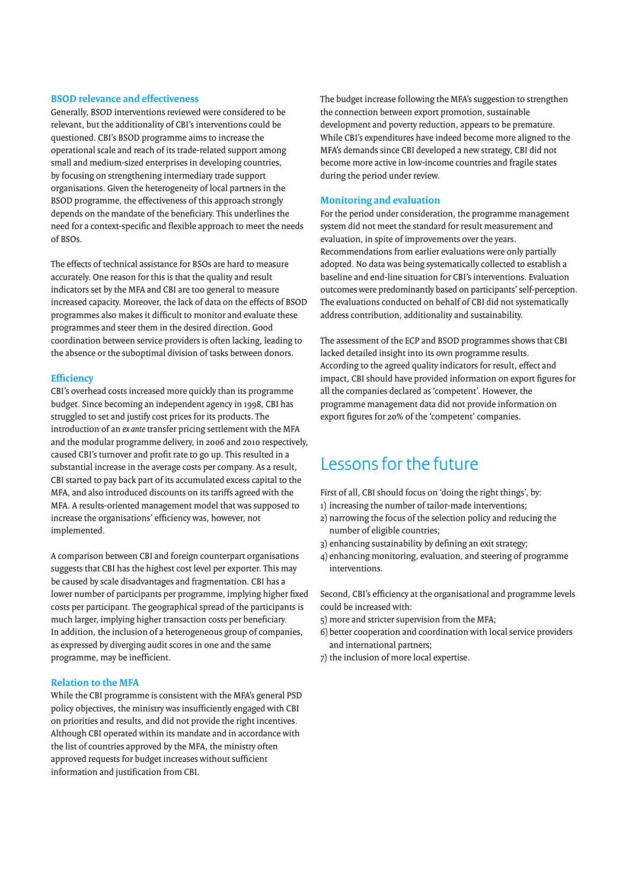### BSOD relevance and effectiveness

Generally, BSOD interventions reviewed were considered to be relevant, but the additionality of CBI's interventions could be questioned. CBI's BSOD programme aims to increase the operational scale and reach of its trade-related support among small and medium-sized enterprises in developing countries, by focusing on strengthening intermediary trade support organisations. Given the heterogeneity of local partners in the BSOD programme, the effectiveness of this approach strongly depends on the mandate of the beneficiary. This underlines the need for a context-specific and flexible approach to meet the needs of BSOs.

The effects of technical assistance for BSOs are hard to measure accurately. One reason for this is that the quality and result indicators set by the MFA and CBI are too general to measure increased capacity. Moreover, the lack of data on the effects of BSOD programmes also makes it difficult to monitor and evaluate these programmes and steer them in the desired direction. Good coordination between service providers is often lacking, leading to the absence or the suboptimal division of tasks between donors.

### Efficiency

CBI's overhead costs increased more quickly than its programme budget. Since becoming an independent agency in 1998, CBI has struggled to set and justify cost prices for its products. The introduction of an *ex ante* transfer pricing settlement with the MFA and the modular programme delivery, in 2006 and 2010 respectively, caused CBI's turnover and profit rate to go up. This resulted in a substantial increase in the average costs per company. As a result, CBI started to pay back part of its accumulated excess capital to the MFA, and also introduced discounts on its tariffs agreed with the MFA. A results-oriented management model that was supposed to increase the organisations' efficiency was, however, not implemented.

A comparison between CBI and foreign counterpart organisations suggests that CBI has the highest cost level per exporter. This may be caused by scale disadvantages and fragmentation. CBI has a lower number of participants per programme, implying higher fixed costs per participant. The geographical spread of the participants is much larger, implying higher transaction costs per beneficiary. In addition, the inclusion of a heterogeneous group of companies, as expressed by diverging audit scores in one and the same programme, may be inefficient.

### Relation to the MFA

While the CBI programme is consistent with the MFA's general PSD policy objectives, the ministry was insufficiently engaged with CBI on priorities and results, and did not provide the right incentives. Although CBI operated within its mandate and in accordance with the list of countries approved by the MFA, the ministry often approved requests for budget increases without sufficient information and justification from CBI.

The budget increase following the MFA's suggestion to strengthen the connection between export promotion, sustainable development and poverty reduction, appears to be premature. While CBI's expenditures have indeed become more aligned to the MFA's demands since CBI developed a new strategy, CBI did not become more active in low-income countries and fragile states during the period under review.

### Monitoring and evaluation

For the period under consideration, the programme management system did not meet the standard for result measurement and evaluation, in spite of improvements over the years. Recommendations from earlier evaluations were only partially adopted. No data was being systematically collected to establish a baseline and end-line situation for CBI's interventions. Evaluation outcomes were predominantly based on participants' self-perception. The evaluations conducted on behalf of CBI did not systematically address contribution, additionality and sustainability.

The assessment of the ECP and BSOD programmes shows that CBI lacked detailed insight into its own programme results. According to the agreed quality indicators for result, effect and impact, CBI should have provided information on export figures for all the companies declared as 'competent'. However, the programme management data did not provide information on export figures for 20% of the 'competent' companies.

## Lessons for the future

First of all, CBI should focus on 'doing the right things', by:

1) increasing the number of tailor-made interventions;
2) narrowing the focus of the selection policy and reducing the number of eligible countries;
3) enhancing sustainability by defining an exit strategy;
4) enhancing monitoring, evaluation, and steering of programme interventions.

Second, CBI's efficiency at the organisational and programme levels could be increased with:

5) more and stricter supervision from the MFA;
6) better cooperation and coordination with local service providers and international partners;
7) the inclusion of more local expertise.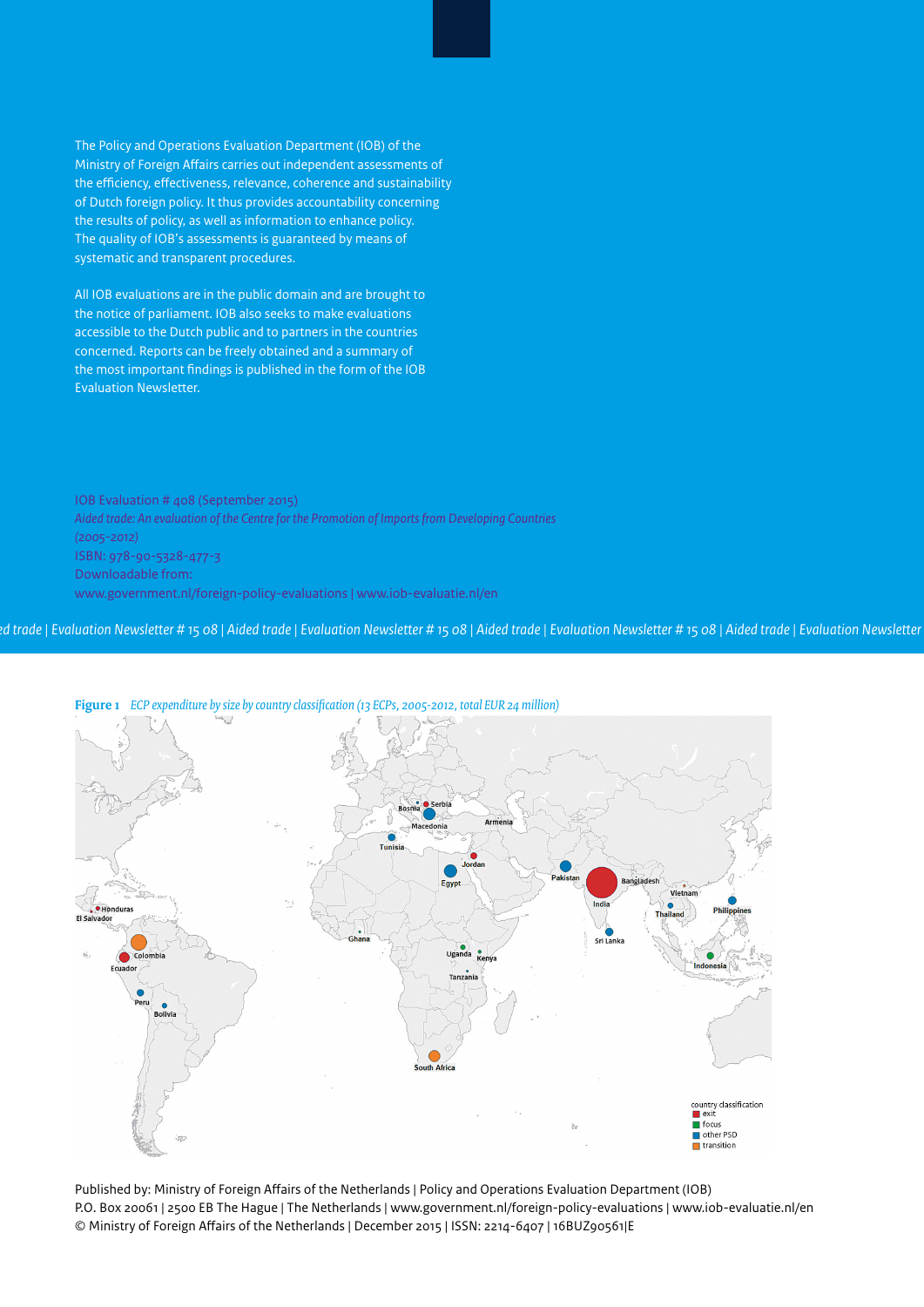The Policy and Operations Evaluation Department (IOB) of the Ministry of Foreign Affairs carries out independent assessments of the efficiency, effectiveness, relevance, coherence and sustainability of Dutch foreign policy. It thus provides accountability concerning the results of policy, as well as information to enhance policy. The quality of IOB's assessments is guaranteed by means of systematic and transparent procedures.

All IOB evaluations are in the public domain and are brought to the notice of parliament. IOB also seeks to make evaluations accessible to the Dutch public and to partners in the countries concerned. Reports can be freely obtained and a summary of the most important findings is published in the form of the IOB Evaluation Newsletter.

IOB Evaluation # 408 (September 2015)
*Aided trade: An evaluation of the Centre for the Promotion of Imports from Developing Countries (2005-2012)*
ISBN: 978-90-5328-477-3
Downloadable from:
www.government.nl/foreign-policy-evaluations | www.iob-evaluatie.nl/en

ed trade | Evaluation Newsletter # 15 08 | Aided trade | Evaluation Newsletter # 15 08 | Aided trade | Evaluation Newsletter # 15 08 | Aided trade | Evaluation Newsletter

**Figure 1** *ECP expenditure by size by country classification (13 ECPs, 2005-2012, total EUR 24 million)*

Bosnia
Serbia
Macedonia
Armenia
Tunisia
Jordan
Egypt
Pakistan
Bangladesh
Vietnam
India
Thailand
Philippines
Honduras
El Salvador
Ghana
Sri Lanka
Colombia
Uganda
Kenya
Ecuador
Indonesia
Tanzania
Peru
Bolivia
South Africa

country classification
exit
focus
other PSD
transition

Published by: Ministry of Foreign Affairs of the Netherlands | Policy and Operations Evaluation Department (IOB)
P.O. Box 20061 | 2500 EB The Hague | The Netherlands | www.government.nl/foreign-policy-evaluations | www.iob-evaluatie.nl/en
© Ministry of Foreign Affairs of the Netherlands | December 2015 | ISSN: 2214-6407 | 16BUZ90561|E